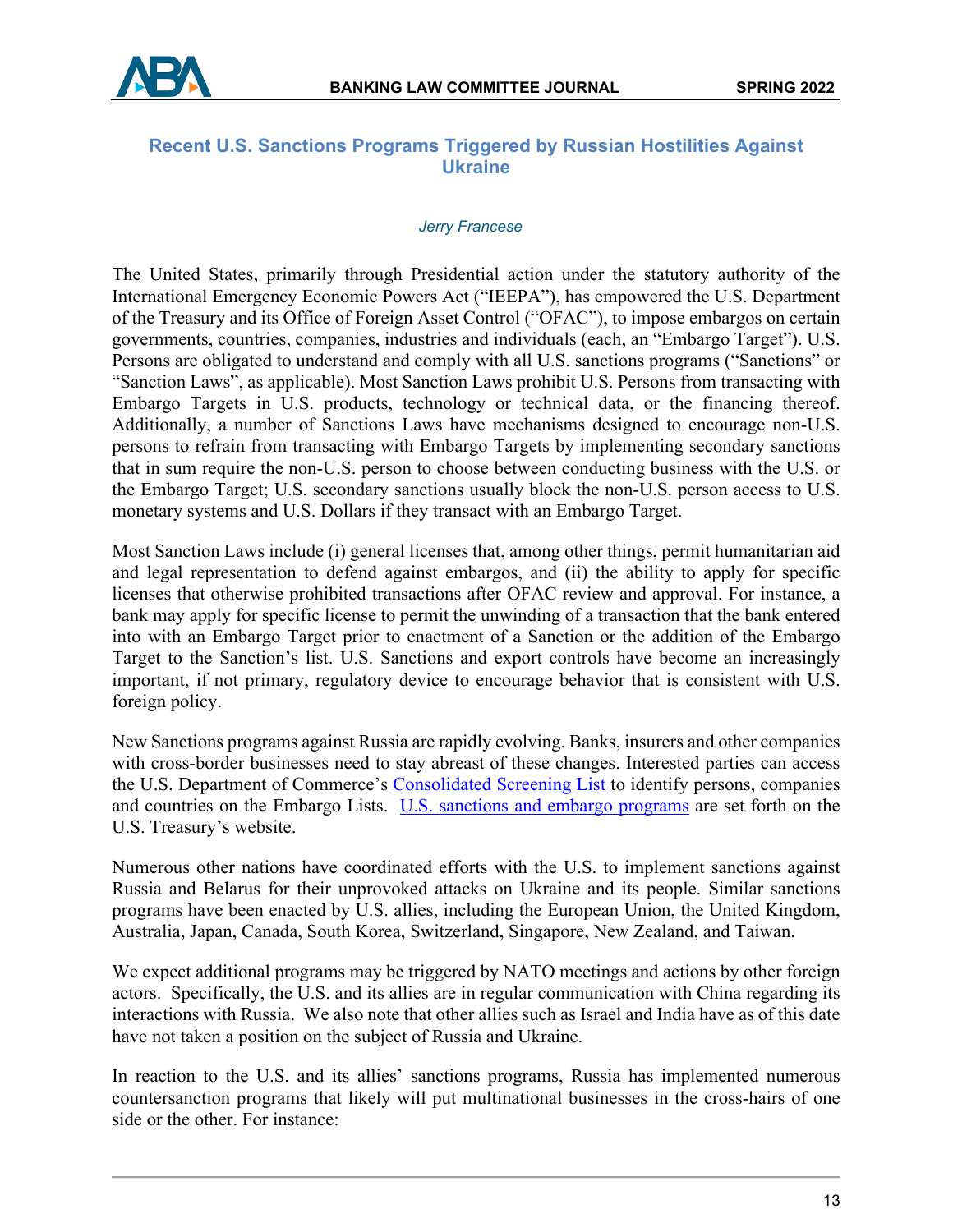## Recent U.S. Sanctions Programs Triggered by Russian Hostilities Against Ukraine

*Jerry Francese*

The United States, primarily through Presidential action under the statutory authority of the International Emergency Economic Powers Act ("IEEPA"), has empowered the U.S. Department of the Treasury and its Office of Foreign Asset Control ("OFAC"), to impose embargos on certain governments, countries, companies, industries and individuals (each, an "Embargo Target"). U.S. Persons are obligated to understand and comply with all U.S. sanctions programs ("Sanctions" or "Sanction Laws", as applicable). Most Sanction Laws prohibit U.S. Persons from transacting with Embargo Targets in U.S. products, technology or technical data, or the financing thereof. Additionally, a number of Sanctions Laws have mechanisms designed to encourage non-U.S. persons to refrain from transacting with Embargo Targets by implementing secondary sanctions that in sum require the non-U.S. person to choose between conducting business with the U.S. or the Embargo Target; U.S. secondary sanctions usually block the non-U.S. person access to U.S. monetary systems and U.S. Dollars if they transact with an Embargo Target.

Most Sanction Laws include (i) general licenses that, among other things, permit humanitarian aid and legal representation to defend against embargos, and (ii) the ability to apply for specific licenses that otherwise prohibited transactions after OFAC review and approval. For instance, a bank may apply for specific license to permit the unwinding of a transaction that the bank entered into with an Embargo Target prior to enactment of a Sanction or the addition of the Embargo Target to the Sanction's list. U.S. Sanctions and export controls have become an increasingly important, if not primary, regulatory device to encourage behavior that is consistent with U.S. foreign policy.

New Sanctions programs against Russia are rapidly evolving. Banks, insurers and other companies with cross-border businesses need to stay abreast of these changes. Interested parties can access the U.S. Department of Commerce's Consolidated Screening List to identify persons, companies and countries on the Embargo Lists. U.S. sanctions and embargo programs are set forth on the U.S. Treasury's website.

Numerous other nations have coordinated efforts with the U.S. to implement sanctions against Russia and Belarus for their unprovoked attacks on Ukraine and its people. Similar sanctions programs have been enacted by U.S. allies, including the European Union, the United Kingdom, Australia, Japan, Canada, South Korea, Switzerland, Singapore, New Zealand, and Taiwan.

We expect additional programs may be triggered by NATO meetings and actions by other foreign actors. Specifically, the U.S. and its allies are in regular communication with China regarding its interactions with Russia. We also note that other allies such as Israel and India have as of this date have not taken a position on the subject of Russia and Ukraine.

In reaction to the U.S. and its allies' sanctions programs, Russia has implemented numerous countersanction programs that likely will put multinational businesses in the cross-hairs of one side or the other. For instance: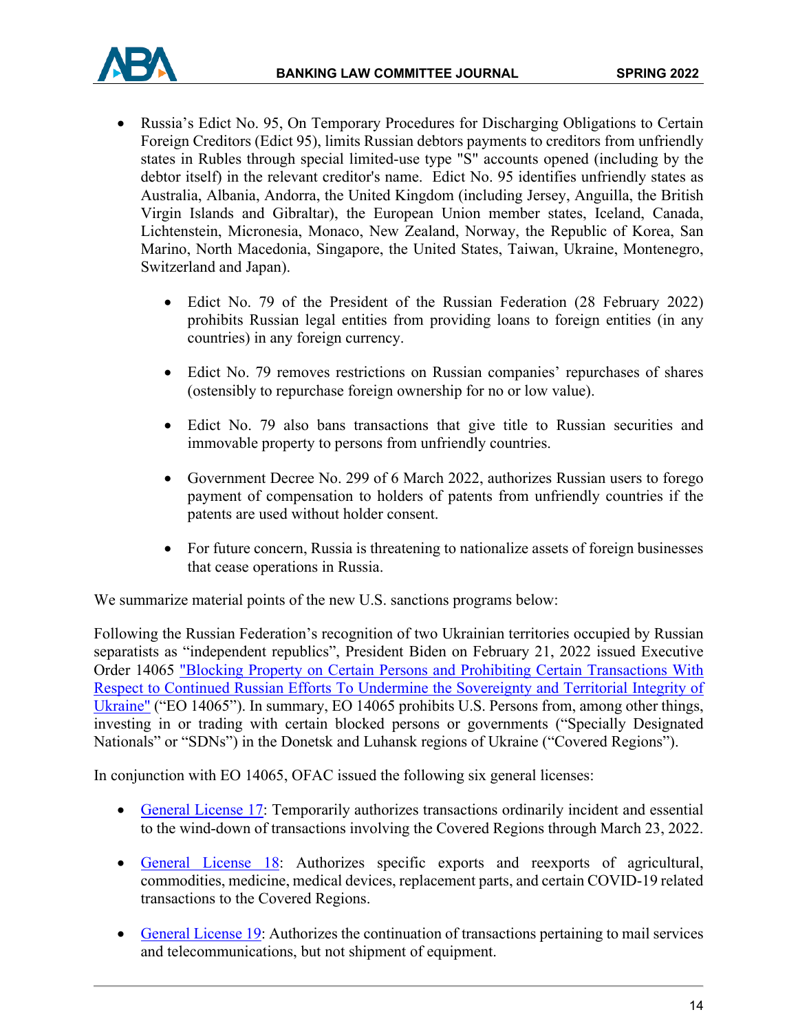- Russia's Edict No. 95, On Temporary Procedures for Discharging Obligations to Certain Foreign Creditors (Edict 95), limits Russian debtors payments to creditors from unfriendly states in Rubles through special limited-use type "S" accounts opened (including by the debtor itself) in the relevant creditor's name. Edict No. 95 identifies unfriendly states as Australia, Albania, Andorra, the United Kingdom (including Jersey, Anguilla, the British Virgin Islands and Gibraltar), the European Union member states, Iceland, Canada, Lichtenstein, Micronesia, Monaco, New Zealand, Norway, the Republic of Korea, San Marino, North Macedonia, Singapore, the United States, Taiwan, Ukraine, Montenegro, Switzerland and Japan).
  - Edict No. 79 of the President of the Russian Federation (28 February 2022) prohibits Russian legal entities from providing loans to foreign entities (in any countries) in any foreign currency.
  - Edict No. 79 removes restrictions on Russian companies' repurchases of shares (ostensibly to repurchase foreign ownership for no or low value).
  - Edict No. 79 also bans transactions that give title to Russian securities and immovable property to persons from unfriendly countries.
  - Government Decree No. 299 of 6 March 2022, authorizes Russian users to forego payment of compensation to holders of patents from unfriendly countries if the patents are used without holder consent.
  - For future concern, Russia is threatening to nationalize assets of foreign businesses that cease operations in Russia.

We summarize material points of the new U.S. sanctions programs below:

Following the Russian Federation's recognition of two Ukrainian territories occupied by Russian separatists as "independent republics", President Biden on February 21, 2022 issued Executive Order 14065 "Blocking Property on Certain Persons and Prohibiting Certain Transactions With Respect to Continued Russian Efforts To Undermine the Sovereignty and Territorial Integrity of Ukraine" ("EO 14065"). In summary, EO 14065 prohibits U.S. Persons from, among other things, investing in or trading with certain blocked persons or governments ("Specially Designated Nationals" or "SDNs") in the Donetsk and Luhansk regions of Ukraine ("Covered Regions").

In conjunction with EO 14065, OFAC issued the following six general licenses:

- General License 17: Temporarily authorizes transactions ordinarily incident and essential to the wind-down of transactions involving the Covered Regions through March 23, 2022.
- General License 18: Authorizes specific exports and reexports of agricultural, commodities, medicine, medical devices, replacement parts, and certain COVID-19 related transactions to the Covered Regions.
- General License 19: Authorizes the continuation of transactions pertaining to mail services and telecommunications, but not shipment of equipment.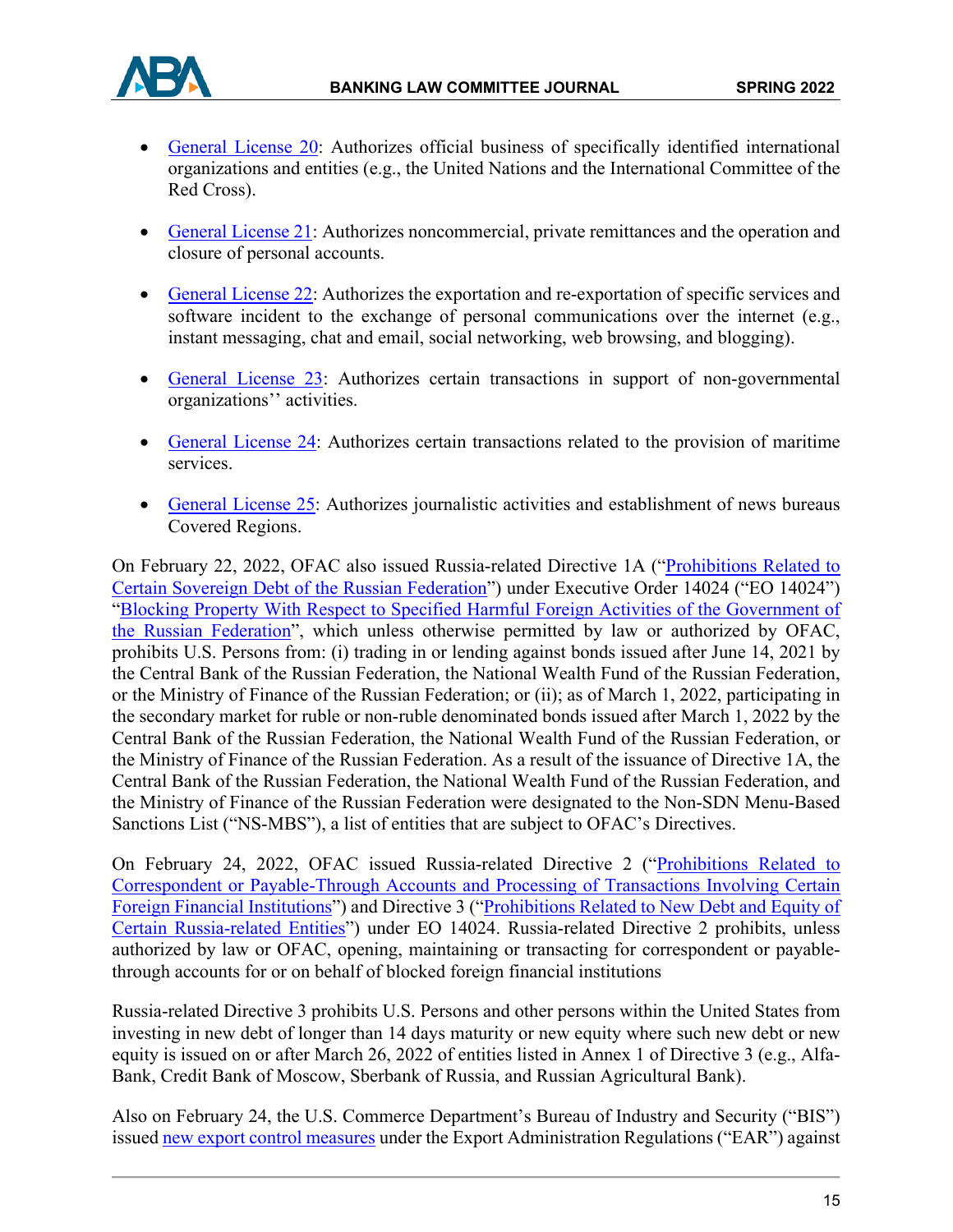- General License 20: Authorizes official business of specifically identified international organizations and entities (e.g., the United Nations and the International Committee of the Red Cross).

- General License 21: Authorizes noncommercial, private remittances and the operation and closure of personal accounts.

- General License 22: Authorizes the exportation and re-exportation of specific services and software incident to the exchange of personal communications over the internet (e.g., instant messaging, chat and email, social networking, web browsing, and blogging).

- General License 23: Authorizes certain transactions in support of non-governmental organizations'' activities.

- General License 24: Authorizes certain transactions related to the provision of maritime services.

- General License 25: Authorizes journalistic activities and establishment of news bureaus Covered Regions.

On February 22, 2022, OFAC also issued Russia-related Directive 1A ("Prohibitions Related to Certain Sovereign Debt of the Russian Federation") under Executive Order 14024 ("EO 14024") "Blocking Property With Respect to Specified Harmful Foreign Activities of the Government of the Russian Federation", which unless otherwise permitted by law or authorized by OFAC, prohibits U.S. Persons from: (i) trading in or lending against bonds issued after June 14, 2021 by the Central Bank of the Russian Federation, the National Wealth Fund of the Russian Federation, or the Ministry of Finance of the Russian Federation; or (ii); as of March 1, 2022, participating in the secondary market for ruble or non-ruble denominated bonds issued after March 1, 2022 by the Central Bank of the Russian Federation, the National Wealth Fund of the Russian Federation, or the Ministry of Finance of the Russian Federation. As a result of the issuance of Directive 1A, the Central Bank of the Russian Federation, the National Wealth Fund of the Russian Federation, and the Ministry of Finance of the Russian Federation were designated to the Non-SDN Menu-Based Sanctions List ("NS-MBS"), a list of entities that are subject to OFAC's Directives.

On February 24, 2022, OFAC issued Russia-related Directive 2 ("Prohibitions Related to Correspondent or Payable-Through Accounts and Processing of Transactions Involving Certain Foreign Financial Institutions") and Directive 3 ("Prohibitions Related to New Debt and Equity of Certain Russia-related Entities") under EO 14024. Russia-related Directive 2 prohibits, unless authorized by law or OFAC, opening, maintaining or transacting for correspondent or payable-through accounts for or on behalf of blocked foreign financial institutions

Russia-related Directive 3 prohibits U.S. Persons and other persons within the United States from investing in new debt of longer than 14 days maturity or new equity where such new debt or new equity is issued on or after March 26, 2022 of entities listed in Annex 1 of Directive 3 (e.g., Alfa-Bank, Credit Bank of Moscow, Sberbank of Russia, and Russian Agricultural Bank).

Also on February 24, the U.S. Commerce Department's Bureau of Industry and Security ("BIS") issued new export control measures under the Export Administration Regulations ("EAR") against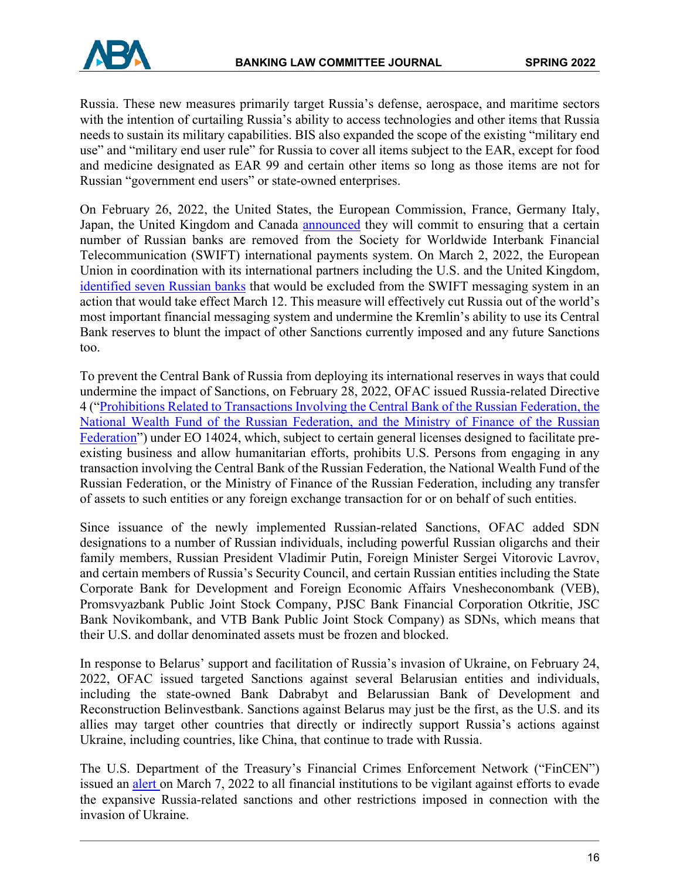Russia. These new measures primarily target Russia's defense, aerospace, and maritime sectors with the intention of curtailing Russia's ability to access technologies and other items that Russia needs to sustain its military capabilities. BIS also expanded the scope of the existing "military end use" and "military end user rule" for Russia to cover all items subject to the EAR, except for food and medicine designated as EAR 99 and certain other items so long as those items are not for Russian "government end users" or state-owned enterprises.

On February 26, 2022, the United States, the European Commission, France, Germany Italy, Japan, the United Kingdom and Canada announced they will commit to ensuring that a certain number of Russian banks are removed from the Society for Worldwide Interbank Financial Telecommunication (SWIFT) international payments system. On March 2, 2022, the European Union in coordination with its international partners including the U.S. and the United Kingdom, identified seven Russian banks that would be excluded from the SWIFT messaging system in an action that would take effect March 12. This measure will effectively cut Russia out of the world's most important financial messaging system and undermine the Kremlin's ability to use its Central Bank reserves to blunt the impact of other Sanctions currently imposed and any future Sanctions too.

To prevent the Central Bank of Russia from deploying its international reserves in ways that could undermine the impact of Sanctions, on February 28, 2022, OFAC issued Russia-related Directive 4 ("Prohibitions Related to Transactions Involving the Central Bank of the Russian Federation, the National Wealth Fund of the Russian Federation, and the Ministry of Finance of the Russian Federation") under EO 14024, which, subject to certain general licenses designed to facilitate pre-existing business and allow humanitarian efforts, prohibits U.S. Persons from engaging in any transaction involving the Central Bank of the Russian Federation, the National Wealth Fund of the Russian Federation, or the Ministry of Finance of the Russian Federation, including any transfer of assets to such entities or any foreign exchange transaction for or on behalf of such entities.

Since issuance of the newly implemented Russian-related Sanctions, OFAC added SDN designations to a number of Russian individuals, including powerful Russian oligarchs and their family members, Russian President Vladimir Putin, Foreign Minister Sergei Vitorovic Lavrov, and certain members of Russia's Security Council, and certain Russian entities including the State Corporate Bank for Development and Foreign Economic Affairs Vnesheconombank (VEB), Promsvyazbank Public Joint Stock Company, PJSC Bank Financial Corporation Otkritie, JSC Bank Novikombank, and VTB Bank Public Joint Stock Company) as SDNs, which means that their U.S. and dollar denominated assets must be frozen and blocked.

In response to Belarus' support and facilitation of Russia's invasion of Ukraine, on February 24, 2022, OFAC issued targeted Sanctions against several Belarusian entities and individuals, including the state-owned Bank Dabrabyt and Belarussian Bank of Development and Reconstruction Belinvestbank. Sanctions against Belarus may just be the first, as the U.S. and its allies may target other countries that directly or indirectly support Russia's actions against Ukraine, including countries, like China, that continue to trade with Russia.

The U.S. Department of the Treasury's Financial Crimes Enforcement Network ("FinCEN") issued an alert on March 7, 2022 to all financial institutions to be vigilant against efforts to evade the expansive Russia-related sanctions and other restrictions imposed in connection with the invasion of Ukraine.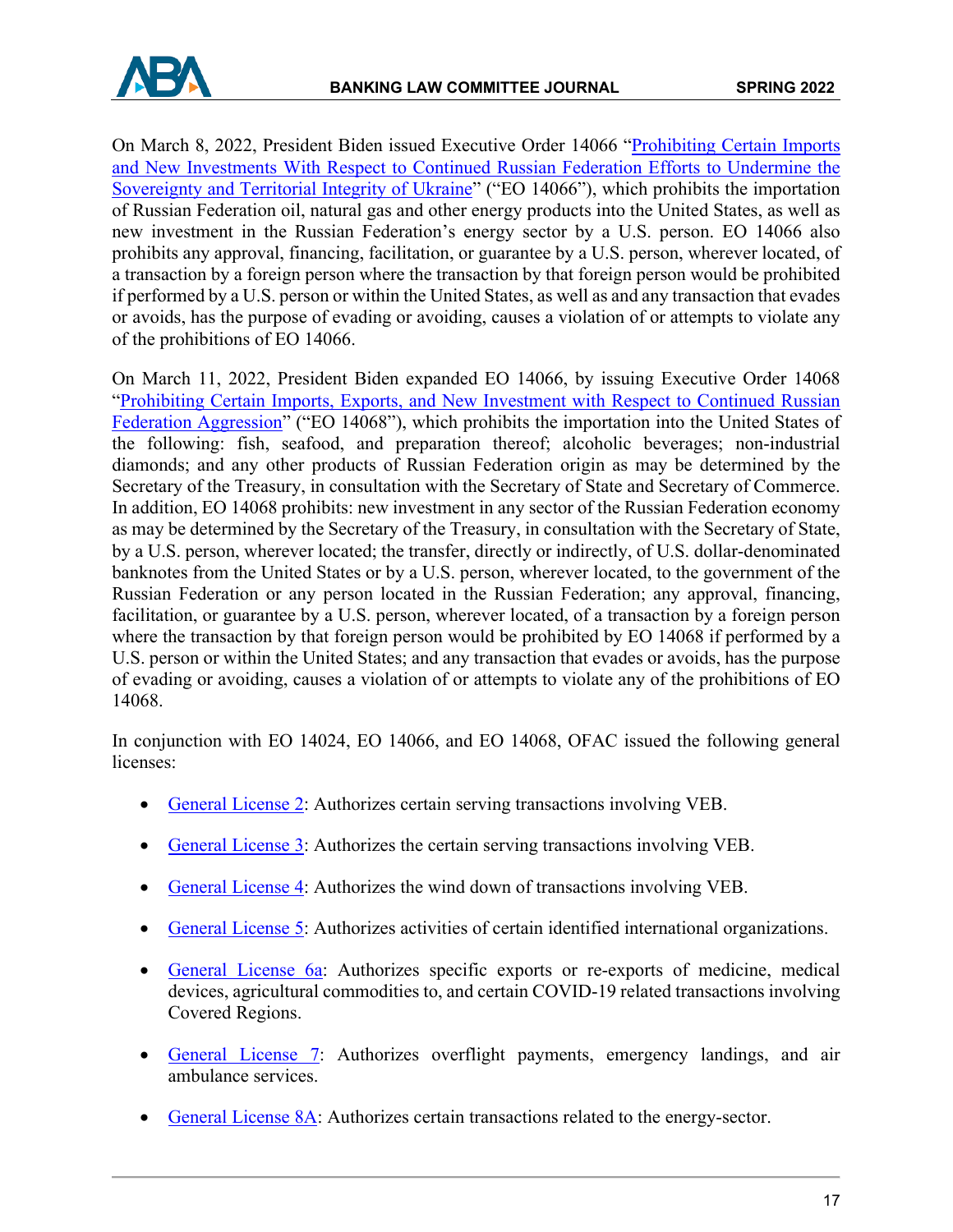On March 8, 2022, President Biden issued Executive Order 14066 "[Prohibiting Certain Imports and New Investments With Respect to Continued Russian Federation Efforts to Undermine the Sovereignty and Territorial Integrity of Ukraine]()" ("EO 14066"), which prohibits the importation of Russian Federation oil, natural gas and other energy products into the United States, as well as new investment in the Russian Federation's energy sector by a U.S. person. EO 14066 also prohibits any approval, financing, facilitation, or guarantee by a U.S. person, wherever located, of a transaction by a foreign person where the transaction by that foreign person would be prohibited if performed by a U.S. person or within the United States, as well as and any transaction that evades or avoids, has the purpose of evading or avoiding, causes a violation of or attempts to violate any of the prohibitions of EO 14066.

On March 11, 2022, President Biden expanded EO 14066, by issuing Executive Order 14068 "[Prohibiting Certain Imports, Exports, and New Investment with Respect to Continued Russian Federation Aggression]()" ("EO 14068"), which prohibits the importation into the United States of the following: fish, seafood, and preparation thereof; alcoholic beverages; non-industrial diamonds; and any other products of Russian Federation origin as may be determined by the Secretary of the Treasury, in consultation with the Secretary of State and Secretary of Commerce. In addition, EO 14068 prohibits: new investment in any sector of the Russian Federation economy as may be determined by the Secretary of the Treasury, in consultation with the Secretary of State, by a U.S. person, wherever located; the transfer, directly or indirectly, of U.S. dollar-denominated banknotes from the United States or by a U.S. person, wherever located, to the government of the Russian Federation or any person located in the Russian Federation; any approval, financing, facilitation, or guarantee by a U.S. person, wherever located, of a transaction by a foreign person where the transaction by that foreign person would be prohibited by EO 14068 if performed by a U.S. person or within the United States; and any transaction that evades or avoids, has the purpose of evading or avoiding, causes a violation of or attempts to violate any of the prohibitions of EO 14068.

In conjunction with EO 14024, EO 14066, and EO 14068, OFAC issued the following general licenses:

- General License 2: Authorizes certain serving transactions involving VEB.
- General License 3: Authorizes the certain serving transactions involving VEB.
- General License 4: Authorizes the wind down of transactions involving VEB.
- General License 5: Authorizes activities of certain identified international organizations.
- General License 6a: Authorizes specific exports or re-exports of medicine, medical devices, agricultural commodities to, and certain COVID-19 related transactions involving Covered Regions.
- General License 7: Authorizes overflight payments, emergency landings, and air ambulance services.
- General License 8A: Authorizes certain transactions related to the energy-sector.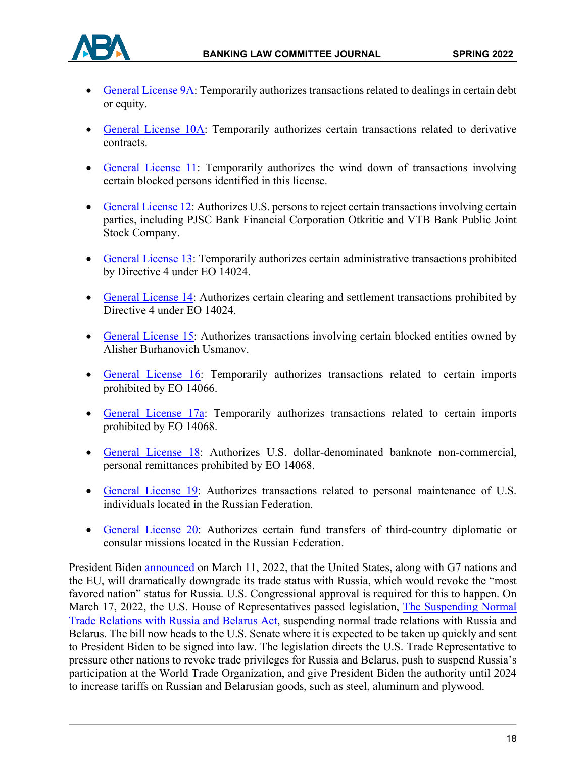- General License 9A: Temporarily authorizes transactions related to dealings in certain debt or equity.

- General License 10A: Temporarily authorizes certain transactions related to derivative contracts.

- General License 11: Temporarily authorizes the wind down of transactions involving certain blocked persons identified in this license.

- General License 12: Authorizes U.S. persons to reject certain transactions involving certain parties, including PJSC Bank Financial Corporation Otkritie and VTB Bank Public Joint Stock Company.

- General License 13: Temporarily authorizes certain administrative transactions prohibited by Directive 4 under EO 14024.

- General License 14: Authorizes certain clearing and settlement transactions prohibited by Directive 4 under EO 14024.

- General License 15: Authorizes transactions involving certain blocked entities owned by Alisher Burhanovich Usmanov.

- General License 16: Temporarily authorizes transactions related to certain imports prohibited by EO 14066.

- General License 17a: Temporarily authorizes transactions related to certain imports prohibited by EO 14068.

- General License 18: Authorizes U.S. dollar-denominated banknote non-commercial, personal remittances prohibited by EO 14068.

- General License 19: Authorizes transactions related to personal maintenance of U.S. individuals located in the Russian Federation.

- General License 20: Authorizes certain fund transfers of third-country diplomatic or consular missions located in the Russian Federation.

President Biden announced on March 11, 2022, that the United States, along with G7 nations and the EU, will dramatically downgrade its trade status with Russia, which would revoke the "most favored nation" status for Russia. U.S. Congressional approval is required for this to happen. On March 17, 2022, the U.S. House of Representatives passed legislation, The Suspending Normal Trade Relations with Russia and Belarus Act, suspending normal trade relations with Russia and Belarus. The bill now heads to the U.S. Senate where it is expected to be taken up quickly and sent to President Biden to be signed into law. The legislation directs the U.S. Trade Representative to pressure other nations to revoke trade privileges for Russia and Belarus, push to suspend Russia's participation at the World Trade Organization, and give President Biden the authority until 2024 to increase tariffs on Russian and Belarusian goods, such as steel, aluminum and plywood.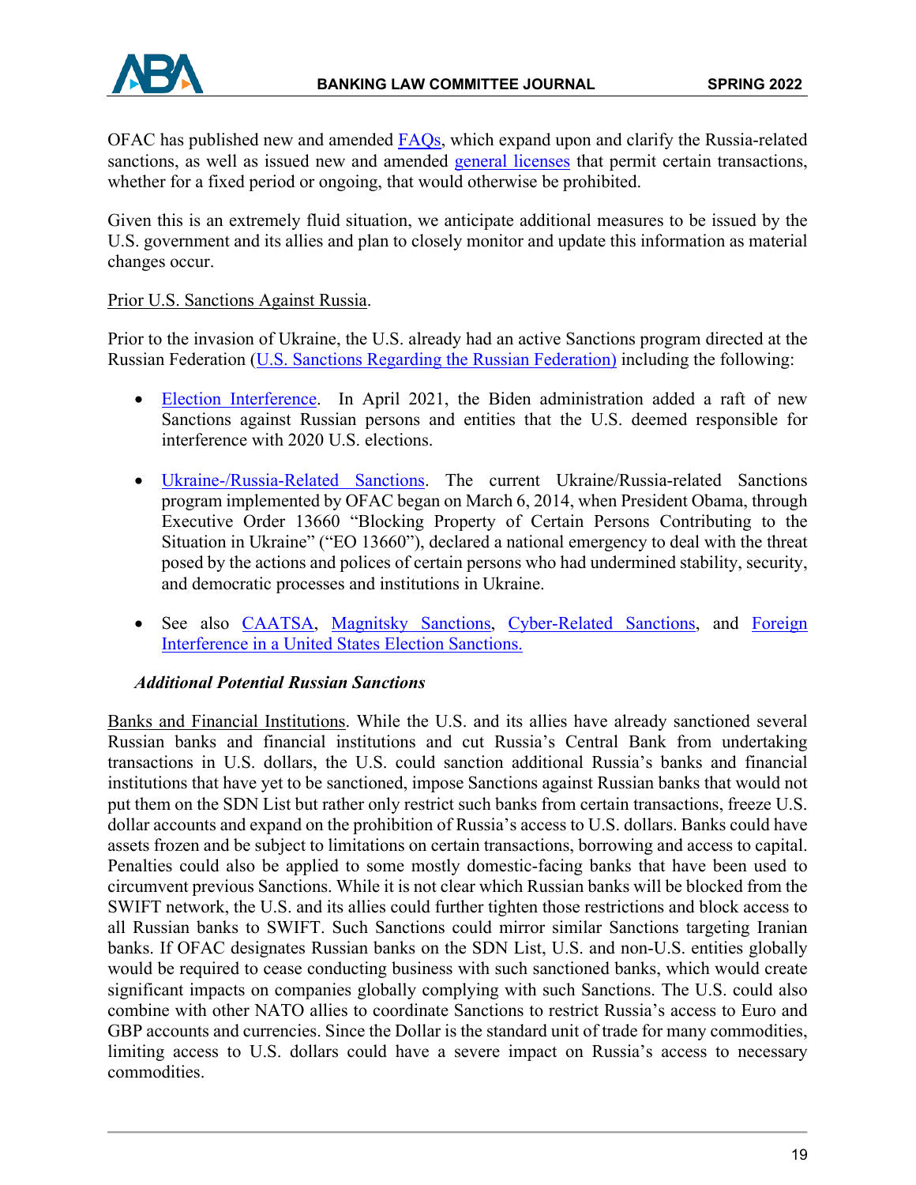OFAC has published new and amended FAQs, which expand upon and clarify the Russia-related sanctions, as well as issued new and amended general licenses that permit certain transactions, whether for a fixed period or ongoing, that would otherwise be prohibited.

Given this is an extremely fluid situation, we anticipate additional measures to be issued by the U.S. government and its allies and plan to closely monitor and update this information as material changes occur.

Prior U.S. Sanctions Against Russia.

Prior to the invasion of Ukraine, the U.S. already had an active Sanctions program directed at the Russian Federation (U.S. Sanctions Regarding the Russian Federation) including the following:

- Election Interference. In April 2021, the Biden administration added a raft of new Sanctions against Russian persons and entities that the U.S. deemed responsible for interference with 2020 U.S. elections.

- Ukraine-/Russia-Related Sanctions. The current Ukraine/Russia-related Sanctions program implemented by OFAC began on March 6, 2014, when President Obama, through Executive Order 13660 "Blocking Property of Certain Persons Contributing to the Situation in Ukraine" ("EO 13660"), declared a national emergency to deal with the threat posed by the actions and polices of certain persons who had undermined stability, security, and democratic processes and institutions in Ukraine.

- See also CAATSA, Magnitsky Sanctions, Cyber-Related Sanctions, and Foreign Interference in a United States Election Sanctions.

### *Additional Potential Russian Sanctions*

Banks and Financial Institutions. While the U.S. and its allies have already sanctioned several Russian banks and financial institutions and cut Russia's Central Bank from undertaking transactions in U.S. dollars, the U.S. could sanction additional Russia's banks and financial institutions that have yet to be sanctioned, impose Sanctions against Russian banks that would not put them on the SDN List but rather only restrict such banks from certain transactions, freeze U.S. dollar accounts and expand on the prohibition of Russia's access to U.S. dollars. Banks could have assets frozen and be subject to limitations on certain transactions, borrowing and access to capital. Penalties could also be applied to some mostly domestic-facing banks that have been used to circumvent previous Sanctions. While it is not clear which Russian banks will be blocked from the SWIFT network, the U.S. and its allies could further tighten those restrictions and block access to all Russian banks to SWIFT. Such Sanctions could mirror similar Sanctions targeting Iranian banks. If OFAC designates Russian banks on the SDN List, U.S. and non-U.S. entities globally would be required to cease conducting business with such sanctioned banks, which would create significant impacts on companies globally complying with such Sanctions. The U.S. could also combine with other NATO allies to coordinate Sanctions to restrict Russia's access to Euro and GBP accounts and currencies. Since the Dollar is the standard unit of trade for many commodities, limiting access to U.S. dollars could have a severe impact on Russia's access to necessary commodities.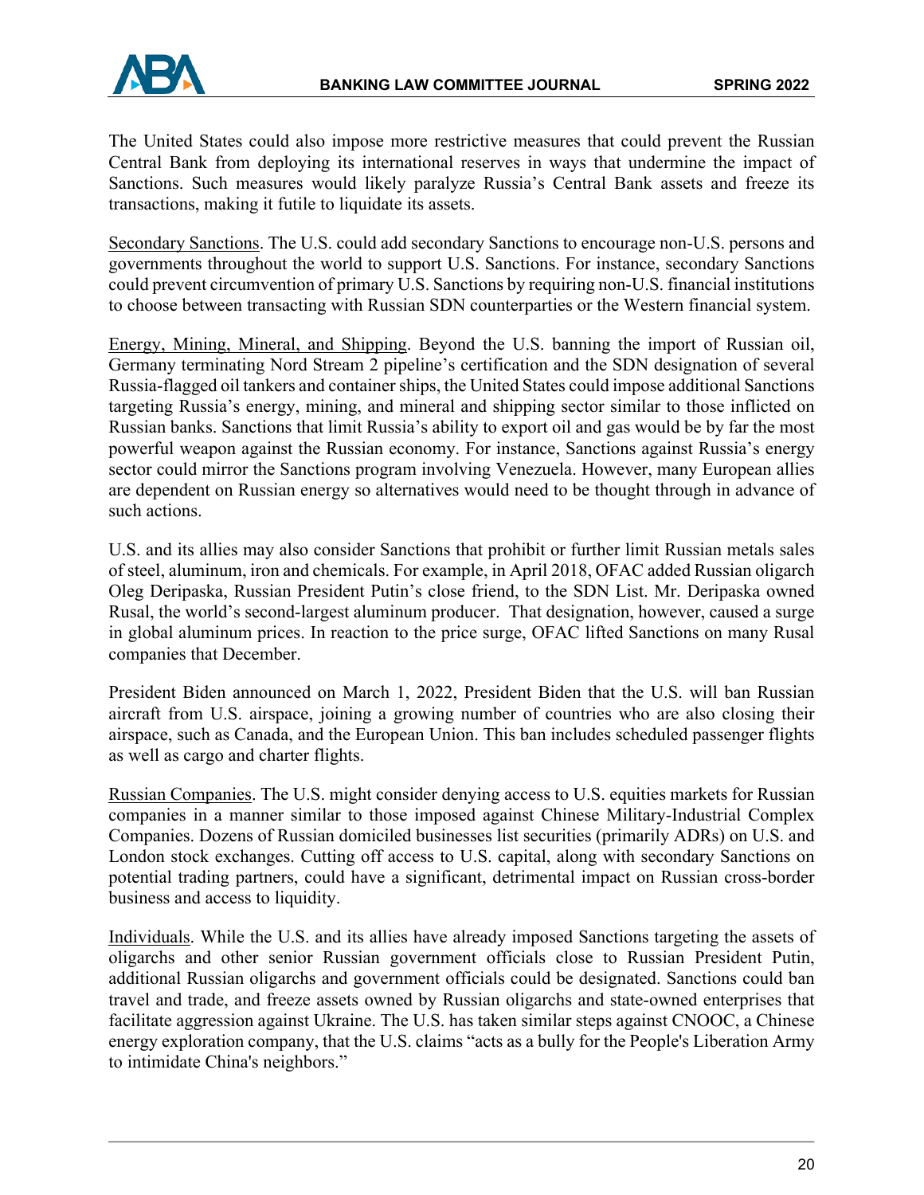The United States could also impose more restrictive measures that could prevent the Russian Central Bank from deploying its international reserves in ways that undermine the impact of Sanctions. Such measures would likely paralyze Russia's Central Bank assets and freeze its transactions, making it futile to liquidate its assets.

<u>Secondary Sanctions</u>. The U.S. could add secondary Sanctions to encourage non-U.S. persons and governments throughout the world to support U.S. Sanctions. For instance, secondary Sanctions could prevent circumvention of primary U.S. Sanctions by requiring non-U.S. financial institutions to choose between transacting with Russian SDN counterparties or the Western financial system.

<u>Energy, Mining, Mineral, and Shipping</u>. Beyond the U.S. banning the import of Russian oil, Germany terminating Nord Stream 2 pipeline's certification and the SDN designation of several Russia-flagged oil tankers and container ships, the United States could impose additional Sanctions targeting Russia's energy, mining, and mineral and shipping sector similar to those inflicted on Russian banks. Sanctions that limit Russia's ability to export oil and gas would be by far the most powerful weapon against the Russian economy. For instance, Sanctions against Russia's energy sector could mirror the Sanctions program involving Venezuela. However, many European allies are dependent on Russian energy so alternatives would need to be thought through in advance of such actions.

U.S. and its allies may also consider Sanctions that prohibit or further limit Russian metals sales of steel, aluminum, iron and chemicals. For example, in April 2018, OFAC added Russian oligarch Oleg Deripaska, Russian President Putin's close friend, to the SDN List. Mr. Deripaska owned Rusal, the world's second-largest aluminum producer. That designation, however, caused a surge in global aluminum prices. In reaction to the price surge, OFAC lifted Sanctions on many Rusal companies that December.

President Biden announced on March 1, 2022, President Biden that the U.S. will ban Russian aircraft from U.S. airspace, joining a growing number of countries who are also closing their airspace, such as Canada, and the European Union. This ban includes scheduled passenger flights as well as cargo and charter flights.

<u>Russian Companies</u>. The U.S. might consider denying access to U.S. equities markets for Russian companies in a manner similar to those imposed against Chinese Military-Industrial Complex Companies. Dozens of Russian domiciled businesses list securities (primarily ADRs) on U.S. and London stock exchanges. Cutting off access to U.S. capital, along with secondary Sanctions on potential trading partners, could have a significant, detrimental impact on Russian cross-border business and access to liquidity.

<u>Individuals</u>. While the U.S. and its allies have already imposed Sanctions targeting the assets of oligarchs and other senior Russian government officials close to Russian President Putin, additional Russian oligarchs and government officials could be designated. Sanctions could ban travel and trade, and freeze assets owned by Russian oligarchs and state-owned enterprises that facilitate aggression against Ukraine. The U.S. has taken similar steps against CNOOC, a Chinese energy exploration company, that the U.S. claims "acts as a bully for the People's Liberation Army to intimidate China's neighbors."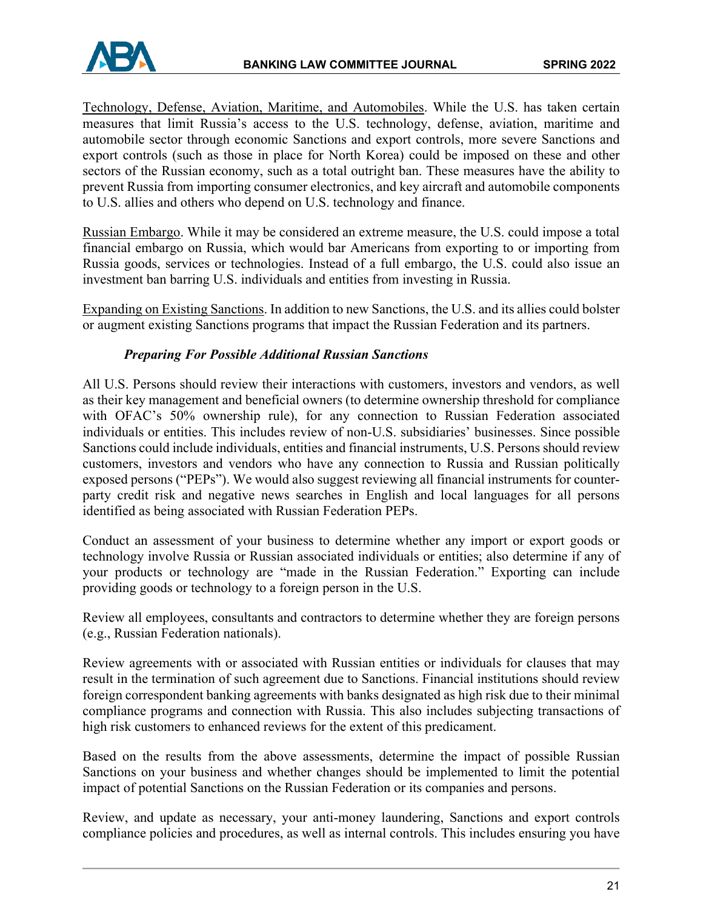Technology, Defense, Aviation, Maritime, and Automobiles. While the U.S. has taken certain measures that limit Russia's access to the U.S. technology, defense, aviation, maritime and automobile sector through economic Sanctions and export controls, more severe Sanctions and export controls (such as those in place for North Korea) could be imposed on these and other sectors of the Russian economy, such as a total outright ban. These measures have the ability to prevent Russia from importing consumer electronics, and key aircraft and automobile components to U.S. allies and others who depend on U.S. technology and finance.

Russian Embargo. While it may be considered an extreme measure, the U.S. could impose a total financial embargo on Russia, which would bar Americans from exporting to or importing from Russia goods, services or technologies. Instead of a full embargo, the U.S. could also issue an investment ban barring U.S. individuals and entities from investing in Russia.

Expanding on Existing Sanctions. In addition to new Sanctions, the U.S. and its allies could bolster or augment existing Sanctions programs that impact the Russian Federation and its partners.

### *Preparing For Possible Additional Russian Sanctions*

All U.S. Persons should review their interactions with customers, investors and vendors, as well as their key management and beneficial owners (to determine ownership threshold for compliance with OFAC's 50% ownership rule), for any connection to Russian Federation associated individuals or entities. This includes review of non-U.S. subsidiaries' businesses. Since possible Sanctions could include individuals, entities and financial instruments, U.S. Persons should review customers, investors and vendors who have any connection to Russia and Russian politically exposed persons ("PEPs"). We would also suggest reviewing all financial instruments for counter-party credit risk and negative news searches in English and local languages for all persons identified as being associated with Russian Federation PEPs.

Conduct an assessment of your business to determine whether any import or export goods or technology involve Russia or Russian associated individuals or entities; also determine if any of your products or technology are "made in the Russian Federation." Exporting can include providing goods or technology to a foreign person in the U.S.

Review all employees, consultants and contractors to determine whether they are foreign persons (e.g., Russian Federation nationals).

Review agreements with or associated with Russian entities or individuals for clauses that may result in the termination of such agreement due to Sanctions. Financial institutions should review foreign correspondent banking agreements with banks designated as high risk due to their minimal compliance programs and connection with Russia. This also includes subjecting transactions of high risk customers to enhanced reviews for the extent of this predicament.

Based on the results from the above assessments, determine the impact of possible Russian Sanctions on your business and whether changes should be implemented to limit the potential impact of potential Sanctions on the Russian Federation or its companies and persons.

Review, and update as necessary, your anti-money laundering, Sanctions and export controls compliance policies and procedures, as well as internal controls. This includes ensuring you have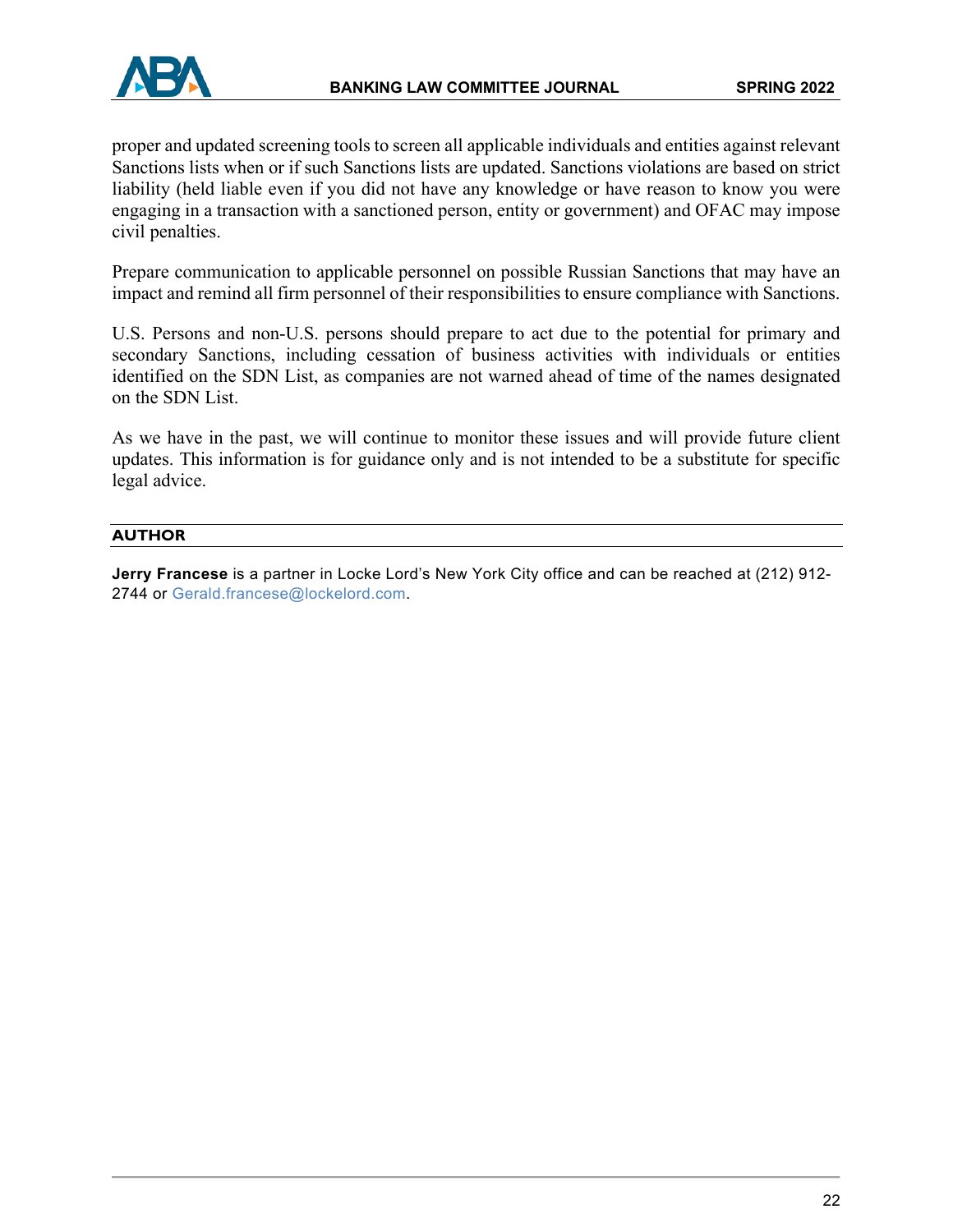proper and updated screening tools to screen all applicable individuals and entities against relevant Sanctions lists when or if such Sanctions lists are updated. Sanctions violations are based on strict liability (held liable even if you did not have any knowledge or have reason to know you were engaging in a transaction with a sanctioned person, entity or government) and OFAC may impose civil penalties.

Prepare communication to applicable personnel on possible Russian Sanctions that may have an impact and remind all firm personnel of their responsibilities to ensure compliance with Sanctions.

U.S. Persons and non-U.S. persons should prepare to act due to the potential for primary and secondary Sanctions, including cessation of business activities with individuals or entities identified on the SDN List, as companies are not warned ahead of time of the names designated on the SDN List.

As we have in the past, we will continue to monitor these issues and will provide future client updates. This information is for guidance only and is not intended to be a substitute for specific legal advice.

## AUTHOR

**Jerry Francese** is a partner in Locke Lord's New York City office and can be reached at (212) 912-2744 or Gerald.francese@lockelord.com.